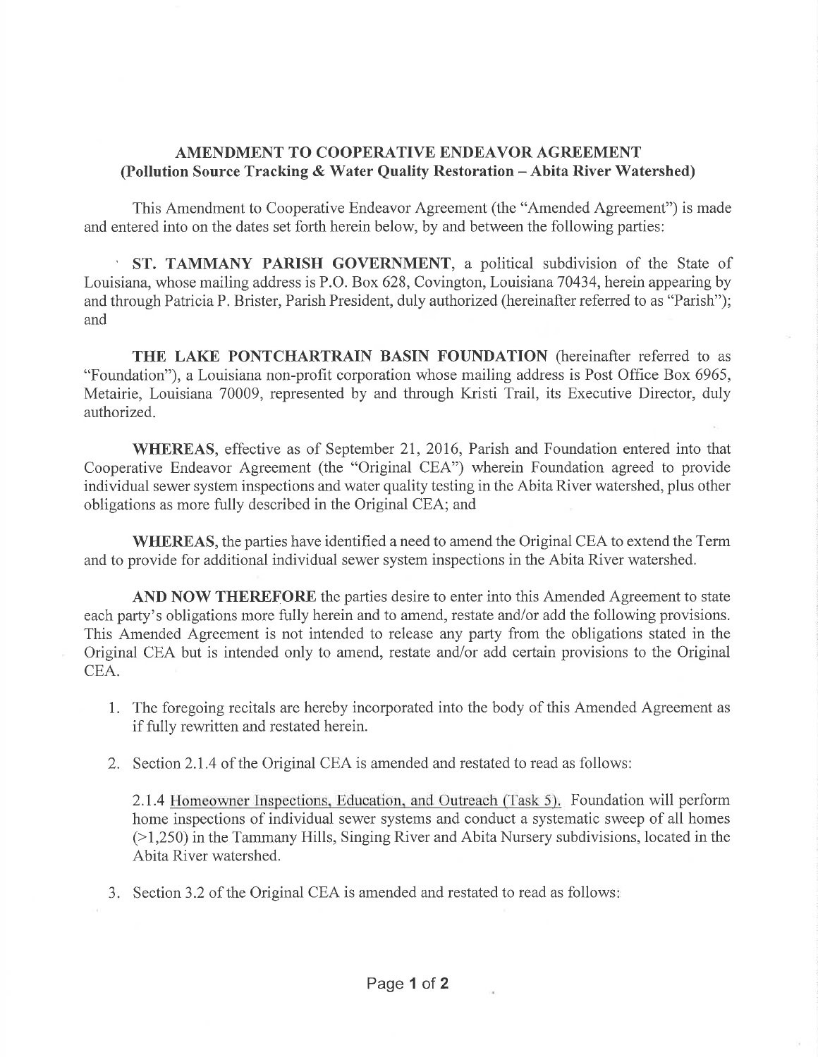# AMENDMENT TO COOPERATIVE ENDEAVOR AGREEMENT
## (Pollution Source Tracking & Water Quality Restoration – Abita River Watershed)

This Amendment to Cooperative Endeavor Agreement (the "Amended Agreement") is made and entered into on the dates set forth herein below, by and between the following parties:

**ST. TAMMANY PARISH GOVERNMENT**, a political subdivision of the State of Louisiana, whose mailing address is P.O. Box 628, Covington, Louisiana 70434, herein appearing by and through Patricia P. Brister, Parish President, duly authorized (hereinafter referred to as "Parish"); and

**THE LAKE PONTCHARTRAIN BASIN FOUNDATION** (hereinafter referred to as "Foundation"), a Louisiana non-profit corporation whose mailing address is Post Office Box 6965, Metairie, Louisiana 70009, represented by and through Kristi Trail, its Executive Director, duly authorized.

**WHEREAS**, effective as of September 21, 2016, Parish and Foundation entered into that Cooperative Endeavor Agreement (the "Original CEA") wherein Foundation agreed to provide individual sewer system inspections and water quality testing in the Abita River watershed, plus other obligations as more fully described in the Original CEA; and

**WHEREAS**, the parties have identified a need to amend the Original CEA to extend the Term and to provide for additional individual sewer system inspections in the Abita River watershed.

**AND NOW THEREFORE** the parties desire to enter into this Amended Agreement to state each party's obligations more fully herein and to amend, restate and/or add the following provisions. This Amended Agreement is not intended to release any party from the obligations stated in the Original CEA but is intended only to amend, restate and/or add certain provisions to the Original CEA.

1. The foregoing recitals are hereby incorporated into the body of this Amended Agreement as if fully rewritten and restated herein.

2. Section 2.1.4 of the Original CEA is amended and restated to read as follows:

   2.1.4 Homeowner Inspections, Education, and Outreach (Task 5). Foundation will perform home inspections of individual sewer systems and conduct a systematic sweep of all homes (>1,250) in the Tammany Hills, Singing River and Abita Nursery subdivisions, located in the Abita River watershed.

3. Section 3.2 of the Original CEA is amended and restated to read as follows: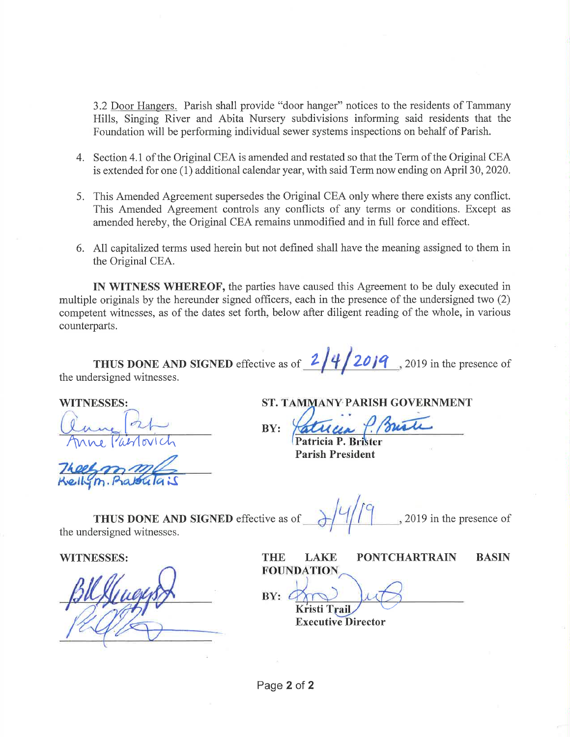3.2 Door Hangers. Parish shall provide "door hanger" notices to the residents of Tammany Hills, Singing River and Abita Nursery subdivisions informing said residents that the Foundation will be performing individual sewer systems inspections on behalf of Parish.

4. Section 4.1 of the Original CEA is amended and restated so that the Term of the Original CEA is extended for one (1) additional calendar year, with said Term now ending on April 30, 2020.

5. This Amended Agreement supersedes the Original CEA only where there exists any conflict. This Amended Agreement controls any conflicts of any terms or conditions. Except as amended hereby, the Original CEA remains unmodified and in full force and effect.

6. All capitalized terms used herein but not defined shall have the meaning assigned to them in the Original CEA.

**IN WITNESS WHEREOF,** the parties have caused this Agreement to be duly executed in multiple originals by the hereunder signed officers, each in the presence of the undersigned two (2) competent witnesses, as of the dates set forth, below after diligent reading of the whole, in various counterparts.

**THUS DONE AND SIGNED** effective as of 2/4/2019, 2019 in the presence of the undersigned witnesses.

**WITNESSES:**

Anne Pavlovich

Kelly M. Rabalais

**ST. TAMMANY PARISH GOVERNMENT**

BY: Patricia P. Brister
**Patricia P. Brister**
**Parish President**

**THUS DONE AND SIGNED** effective as of 2/4/19, 2019 in the presence of the undersigned witnesses.

**WITNESSES:**

**THE LAKE PONTCHARTRAIN BASIN FOUNDATION**

BY:
**Kristi Trail**
**Executive Director**